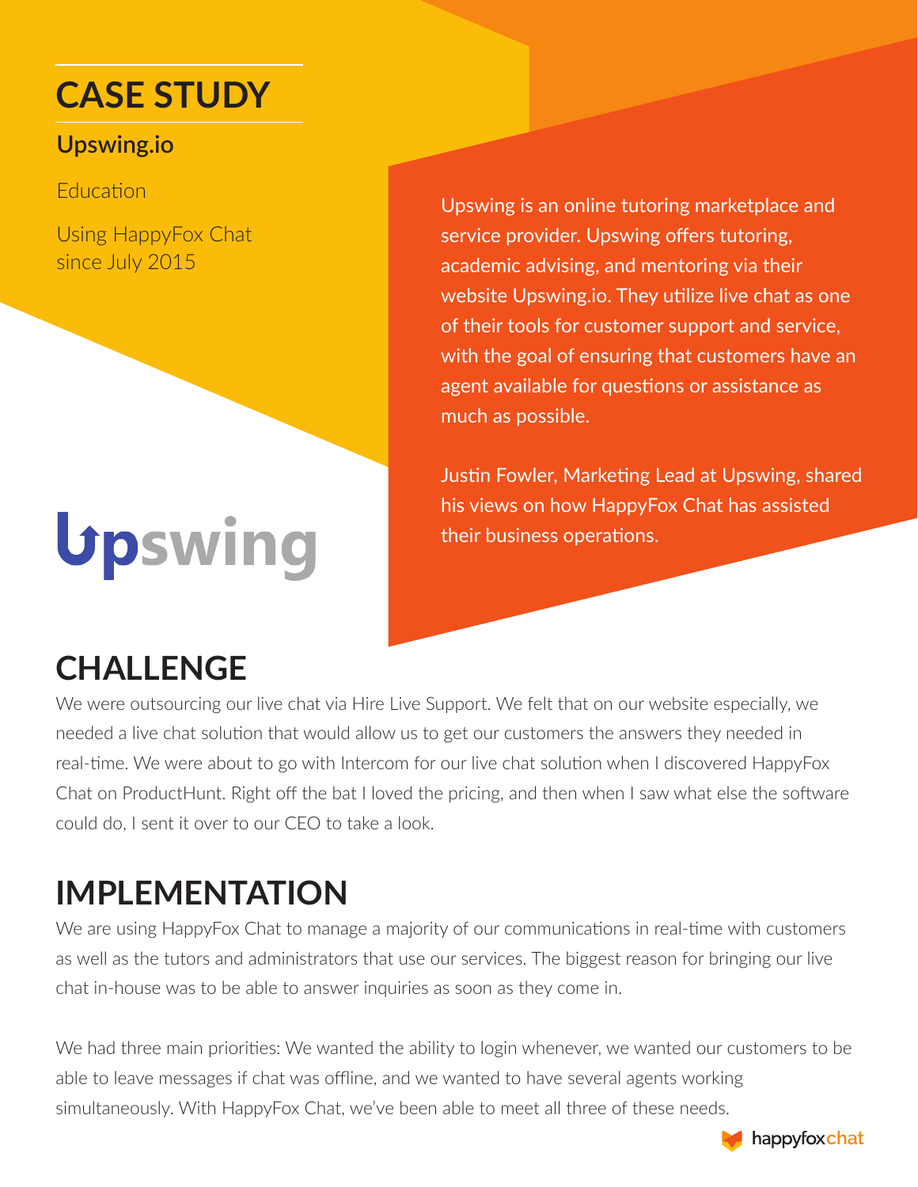# CASE STUDY

**Upswing.io**

Education

Using HappyFox Chat since July 2015

Upswing is an online tutoring marketplace and service provider. Upswing offers tutoring, academic advising, and mentoring via their website Upswing.io. They utilize live chat as one of their tools for customer support and service, with the goal of ensuring that customers have an agent available for questions or assistance as much as possible.

Justin Fowler, Marketing Lead at Upswing, shared his views on how HappyFox Chat has assisted their business operations.

## CHALLENGE

We were outsourcing our live chat via Hire Live Support. We felt that on our website especially, we needed a live chat solution that would allow us to get our customers the answers they needed in real-time. We were about to go with Intercom for our live chat solution when I discovered HappyFox Chat on ProductHunt. Right off the bat I loved the pricing, and then when I saw what else the software could do, I sent it over to our CEO to take a look.

## IMPLEMENTATION

We are using HappyFox Chat to manage a majority of our communications in real-time with customers as well as the tutors and administrators that use our services. The biggest reason for bringing our live chat in-house was to be able to answer inquiries as soon as they come in.

We had three main priorities: We wanted the ability to login whenever, we wanted our customers to be able to leave messages if chat was offline, and we wanted to have several agents working simultaneously. With HappyFox Chat, we've been able to meet all three of these needs.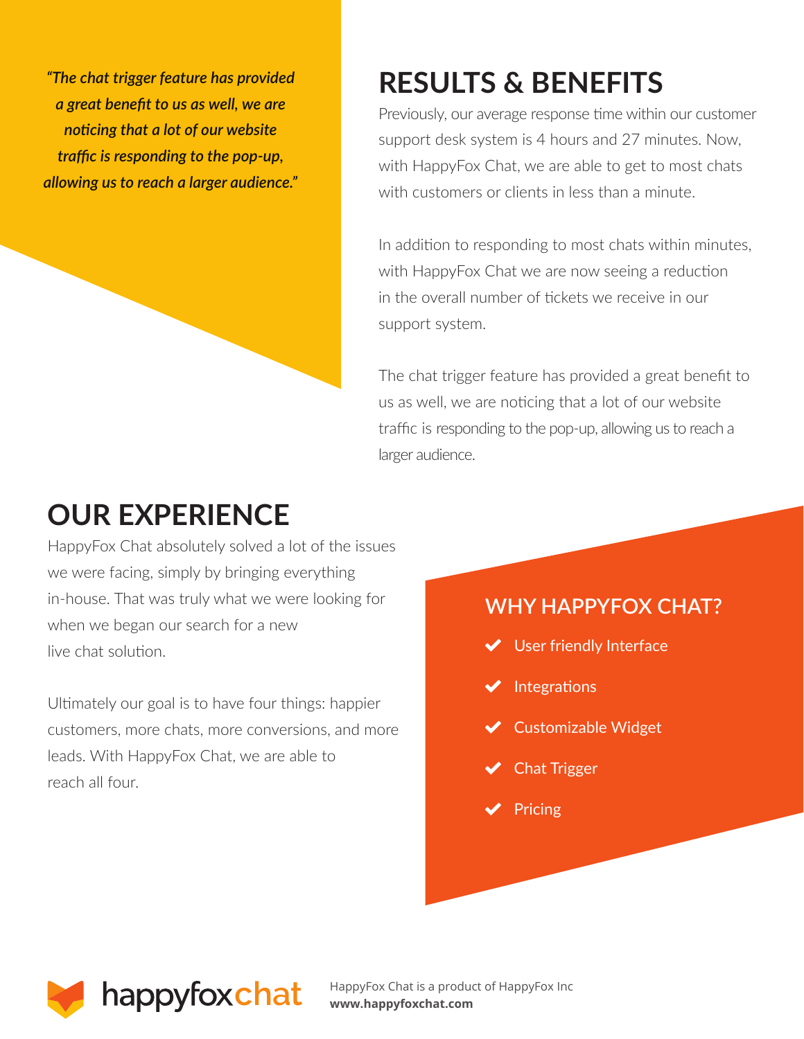*"The chat trigger feature has provided a great benefit to us as well, we are noticing that a lot of our website traffic is responding to the pop-up, allowing us to reach a larger audience."*

## RESULTS & BENEFITS

Previously, our average response time within our customer support desk system is 4 hours and 27 minutes. Now, with HappyFox Chat, we are able to get to most chats with customers or clients in less than a minute.

In addition to responding to most chats within minutes, with HappyFox Chat we are now seeing a reduction in the overall number of tickets we receive in our support system.

The chat trigger feature has provided a great benefit to us as well, we are noticing that a lot of our website traffic is responding to the pop-up, allowing us to reach a larger audience.

## OUR EXPERIENCE

HappyFox Chat absolutely solved a lot of the issues we were facing, simply by bringing everything in-house. That was truly what we were looking for when we began our search for a new live chat solution.

Ultimately our goal is to have four things: happier customers, more chats, more conversions, and more leads. With HappyFox Chat, we are able to reach all four.

### WHY HAPPYFOX CHAT?

- User friendly Interface
- Integrations
- Customizable Widget
- Chat Trigger
- Pricing

happyfoxchat

HappyFox Chat is a product of HappyFox Inc
**www.happyfoxchat.com**